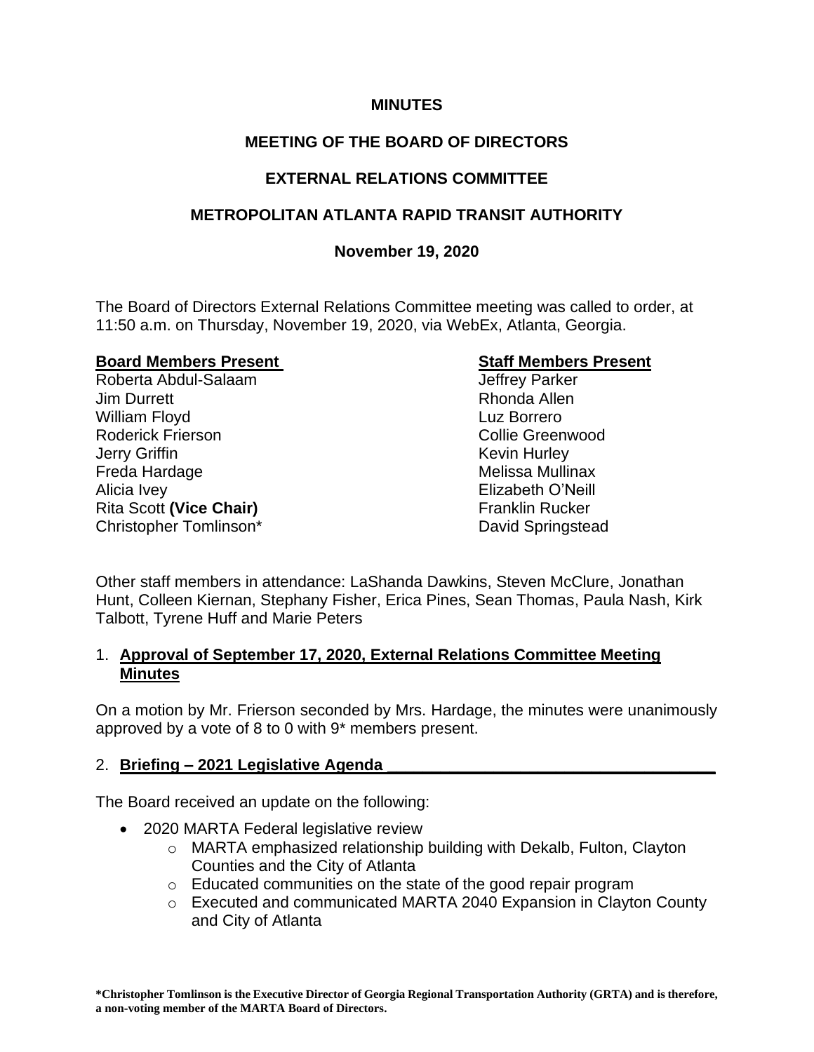**MINUTES**

**MEETING OF THE BOARD OF DIRECTORS**

**EXTERNAL RELATIONS COMMITTEE**

**METROPOLITAN ATLANTA RAPID TRANSIT AUTHORITY**

**November 19, 2020**

The Board of Directors External Relations Committee meeting was called to order, at 11:50 a.m. on Thursday, November 19, 2020, via WebEx, Atlanta, Georgia.

| **Board Members Present** | **Staff Members Present** |
|---|---|
| Roberta Abdul-Salaam | Jeffrey Parker |
| Jim Durrett | Rhonda Allen |
| William Floyd | Luz Borrero |
| Roderick Frierson | Collie Greenwood |
| Jerry Griffin | Kevin Hurley |
| Freda Hardage | Melissa Mullinax |
| Alicia Ivey | Elizabeth O'Neill |
| Rita Scott **(Vice Chair)** | Franklin Rucker |
| Christopher Tomlinson* | David Springstead |

Other staff members in attendance: LaShanda Dawkins, Steven McClure, Jonathan Hunt, Colleen Kiernan, Stephany Fisher, Erica Pines, Sean Thomas, Paula Nash, Kirk Talbott, Tyrene Huff and Marie Peters

1. **Approval of September 17, 2020, External Relations Committee Meeting Minutes**

On a motion by Mr. Frierson seconded by Mrs. Hardage, the minutes were unanimously approved by a vote of 8 to 0 with 9* members present.

2. **Briefing – 2021 Legislative Agenda**

The Board received an update on the following:

- 2020 MARTA Federal legislative review
    - MARTA emphasized relationship building with Dekalb, Fulton, Clayton Counties and the City of Atlanta
    - Educated communities on the state of the good repair program
    - Executed and communicated MARTA 2040 Expansion in Clayton County and City of Atlanta

**\*Christopher Tomlinson is the Executive Director of Georgia Regional Transportation Authority (GRTA) and is therefore, a non-voting member of the MARTA Board of Directors.**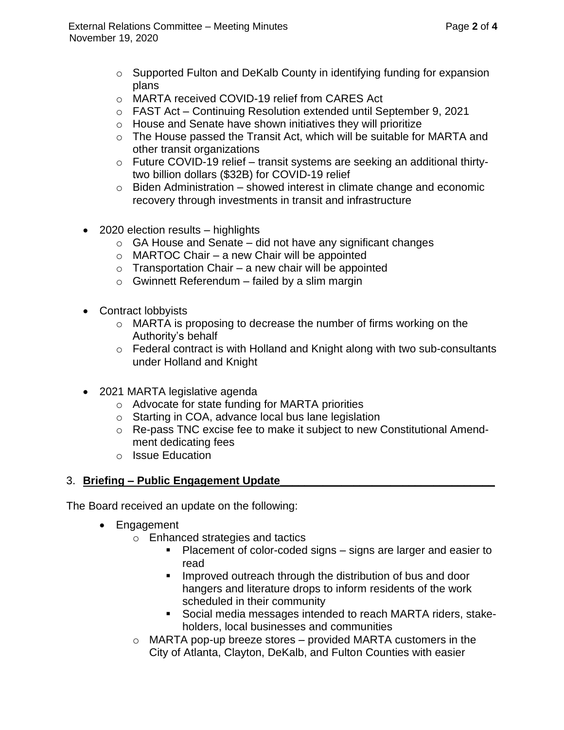- Supported Fulton and DeKalb County in identifying funding for expansion plans
  - MARTA received COVID-19 relief from CARES Act
  - FAST Act – Continuing Resolution extended until September 9, 2021
  - House and Senate have shown initiatives they will prioritize
  - The House passed the Transit Act, which will be suitable for MARTA and other transit organizations
  - Future COVID-19 relief – transit systems are seeking an additional thirty-two billion dollars ($32B) for COVID-19 relief
  - Biden Administration – showed interest in climate change and economic recovery through investments in transit and infrastructure

- 2020 election results – highlights
  - GA House and Senate – did not have any significant changes
  - MARTOC Chair – a new Chair will be appointed
  - Transportation Chair – a new chair will be appointed
  - Gwinnett Referendum – failed by a slim margin

- Contract lobbyists
  - MARTA is proposing to decrease the number of firms working on the Authority's behalf
  - Federal contract is with Holland and Knight along with two sub-consultants under Holland and Knight

- 2021 MARTA legislative agenda
  - Advocate for state funding for MARTA priorities
  - Starting in COA, advance local bus lane legislation
  - Re-pass TNC excise fee to make it subject to new Constitutional Amendment dedicating fees
  - Issue Education

## 3. **Briefing – Public Engagement Update**

The Board received an update on the following:

- Engagement
  - Enhanced strategies and tactics
    - Placement of color-coded signs – signs are larger and easier to read
    - Improved outreach through the distribution of bus and door hangers and literature drops to inform residents of the work scheduled in their community
    - Social media messages intended to reach MARTA riders, stakeholders, local businesses and communities
  - MARTA pop-up breeze stores – provided MARTA customers in the City of Atlanta, Clayton, DeKalb, and Fulton Counties with easier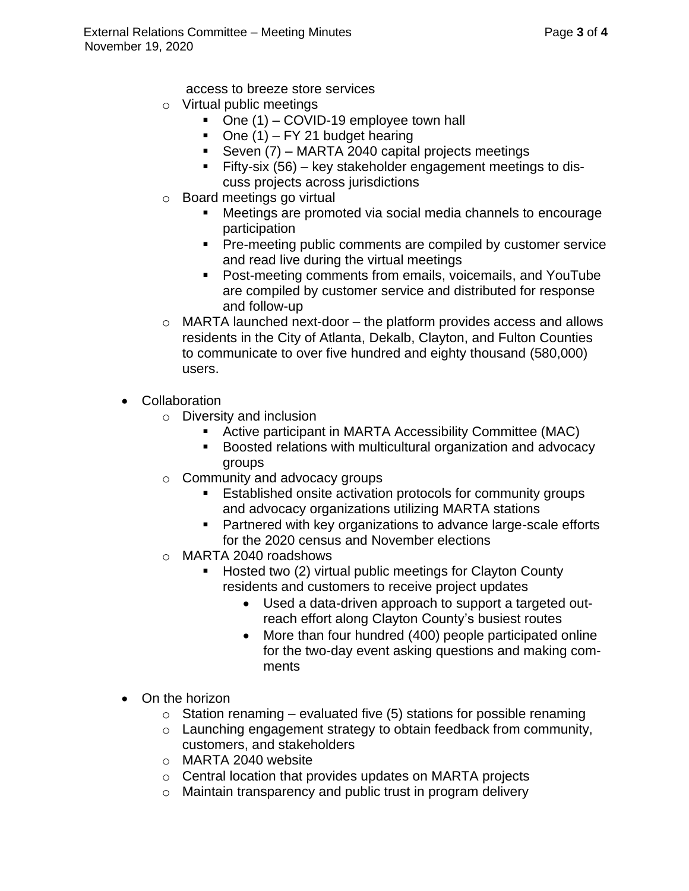access to breeze store services

- Virtual public meetings
  - One (1) – COVID-19 employee town hall
  - One (1) – FY 21 budget hearing
  - Seven (7) – MARTA 2040 capital projects meetings
  - Fifty-six (56) – key stakeholder engagement meetings to discuss projects across jurisdictions
- Board meetings go virtual
  - Meetings are promoted via social media channels to encourage participation
  - Pre-meeting public comments are compiled by customer service and read live during the virtual meetings
  - Post-meeting comments from emails, voicemails, and YouTube are compiled by customer service and distributed for response and follow-up
- MARTA launched next-door – the platform provides access and allows residents in the City of Atlanta, Dekalb, Clayton, and Fulton Counties to communicate to over five hundred and eighty thousand (580,000) users.

- Collaboration
  - Diversity and inclusion
    - Active participant in MARTA Accessibility Committee (MAC)
    - Boosted relations with multicultural organization and advocacy groups
  - Community and advocacy groups
    - Established onsite activation protocols for community groups and advocacy organizations utilizing MARTA stations
    - Partnered with key organizations to advance large-scale efforts for the 2020 census and November elections
  - MARTA 2040 roadshows
    - Hosted two (2) virtual public meetings for Clayton County residents and customers to receive project updates
      - Used a data-driven approach to support a targeted outreach effort along Clayton County's busiest routes
      - More than four hundred (400) people participated online for the two-day event asking questions and making comments

- On the horizon
  - Station renaming – evaluated five (5) stations for possible renaming
  - Launching engagement strategy to obtain feedback from community, customers, and stakeholders
  - MARTA 2040 website
  - Central location that provides updates on MARTA projects
  - Maintain transparency and public trust in program delivery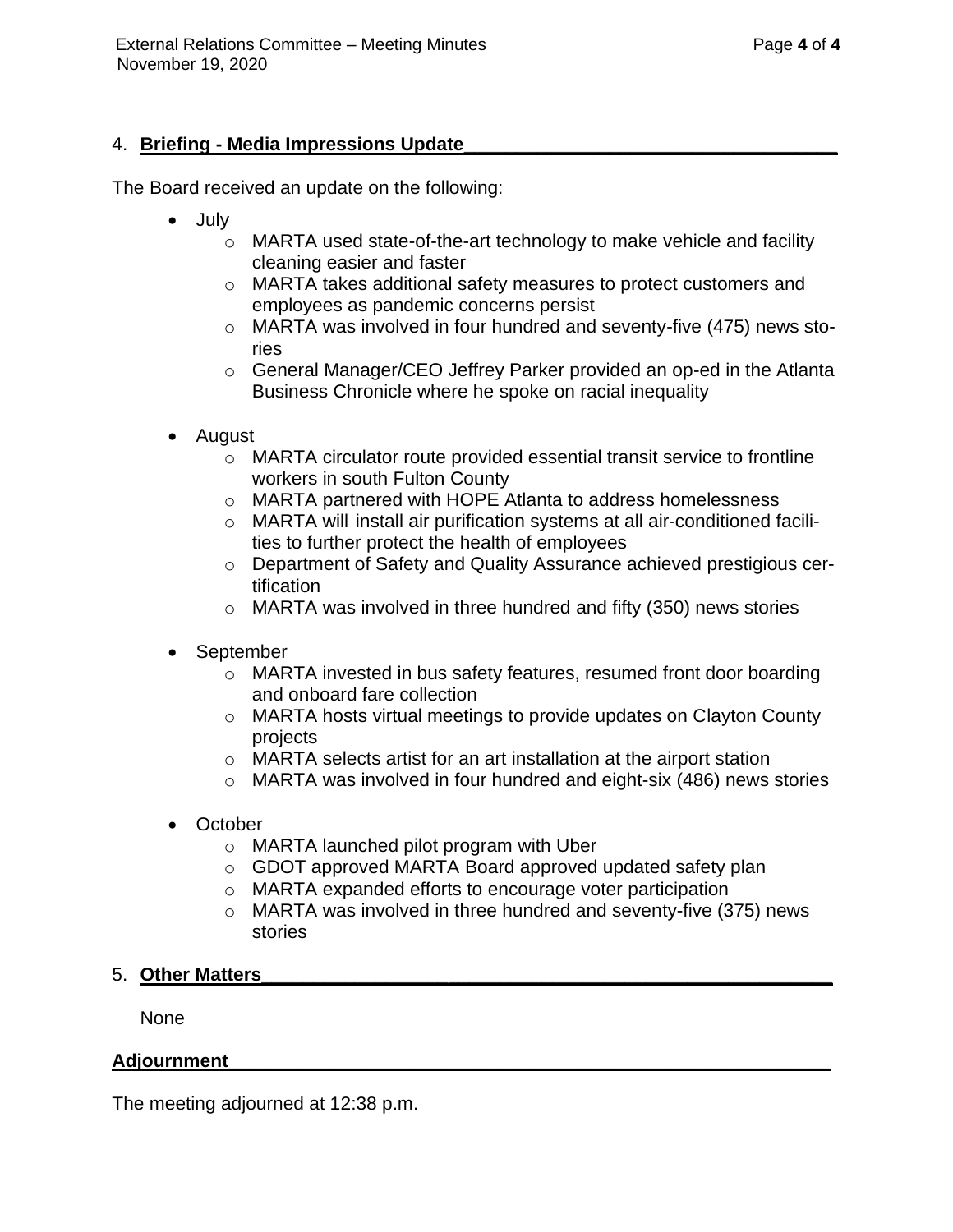## 4. **Briefing - Media Impressions Update**

The Board received an update on the following:

- July
  - MARTA used state-of-the-art technology to make vehicle and facility cleaning easier and faster
  - MARTA takes additional safety measures to protect customers and employees as pandemic concerns persist
  - MARTA was involved in four hundred and seventy-five (475) news stories
  - General Manager/CEO Jeffrey Parker provided an op-ed in the Atlanta Business Chronicle where he spoke on racial inequality

- August
  - MARTA circulator route provided essential transit service to frontline workers in south Fulton County
  - MARTA partnered with HOPE Atlanta to address homelessness
  - MARTA will install air purification systems at all air-conditioned facilities to further protect the health of employees
  - Department of Safety and Quality Assurance achieved prestigious certification
  - MARTA was involved in three hundred and fifty (350) news stories

- September
  - MARTA invested in bus safety features, resumed front door boarding and onboard fare collection
  - MARTA hosts virtual meetings to provide updates on Clayton County projects
  - MARTA selects artist for an art installation at the airport station
  - MARTA was involved in four hundred and eight-six (486) news stories

- October
  - MARTA launched pilot program with Uber
  - GDOT approved MARTA Board approved updated safety plan
  - MARTA expanded efforts to encourage voter participation
  - MARTA was involved in three hundred and seventy-five (375) news stories

## 5. **Other Matters**

None

## **Adjournment**

The meeting adjourned at 12:38 p.m.